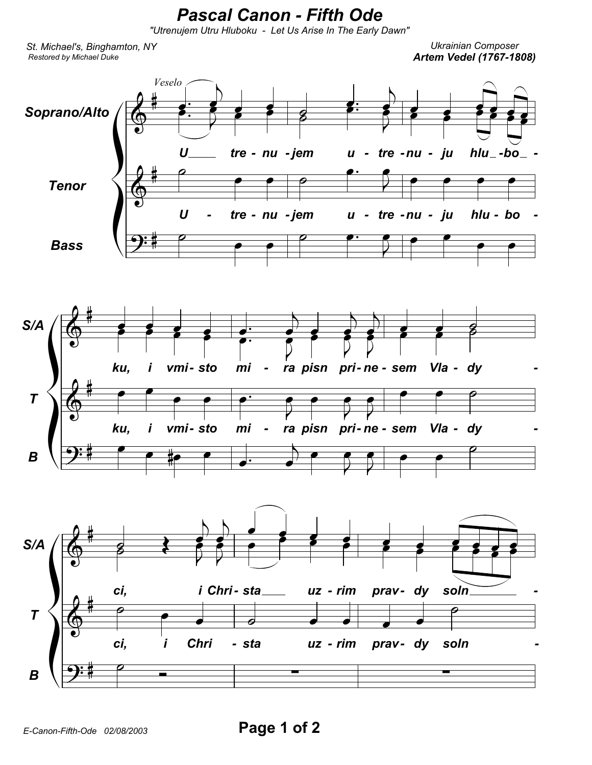# Pascal Canon - Fifth Ode

"Utrenujem Utru Hluboku - Let Us Arise In The Early Dawn"

St. Michael's, Binghamton, NY
Restored by Michael Duke

Ukrainian Composer
**Artem Vedel (1767-1808)**

*Veselo*

Soprano/Alto
Tenor
Bass

U___ tre - nu - jem u - tre - nu - ju hlu_ - bo_ -

U - tre - nu - jem u - tre - nu - ju hlu - bo -

S/A
T
B

ku, i vmi - sto mi - ra pisn pri - ne - sem Vla - dy -

ku, i vmi - sto mi - ra pisn pri - ne - sem Vla - dy -

S/A
T
B

ci, i Chri - sta___ uz - rim prav - dy soln_______ -

ci, i Chri - sta uz - rim prav - dy soln -

E-Canon-Fifth-Ode 02/08/2003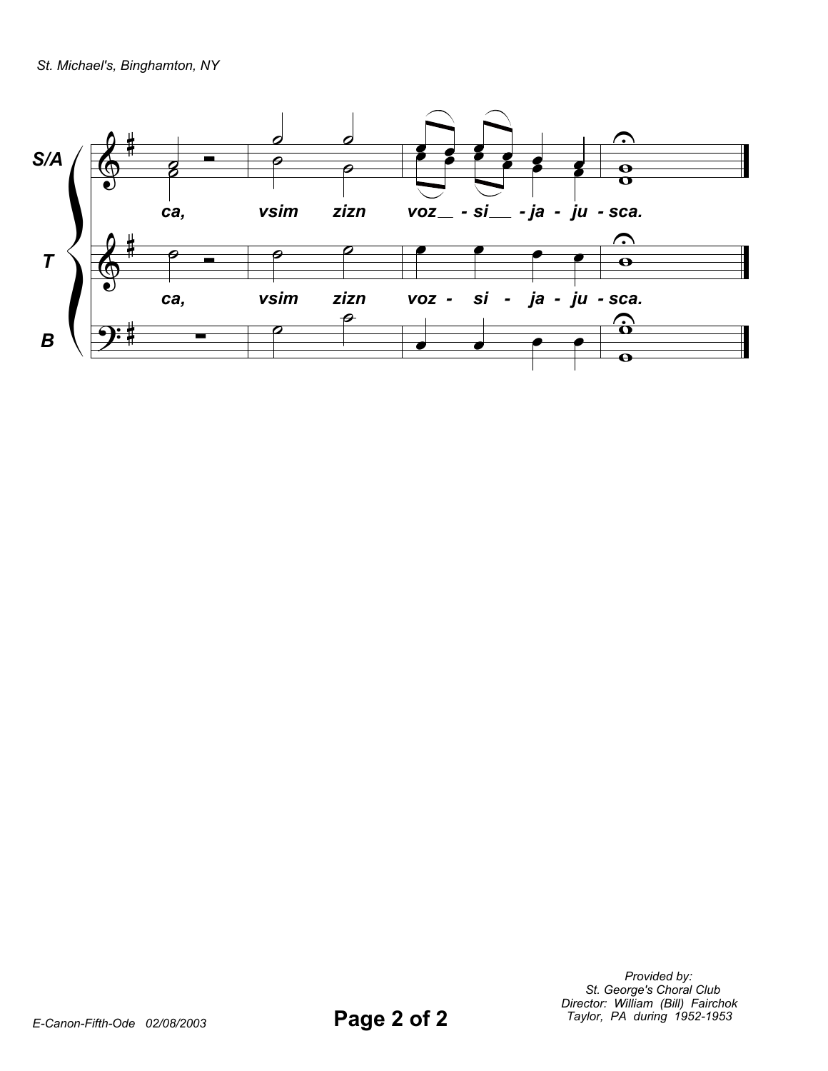S/A: ca, vsim zizn voz__ - si__ - ja - ju - sca.

T: ca, vsim zizn voz - si - ja - ju - sca.

B

*Provided by:*
*St. George's Choral Club*
*Director: William (Bill) Fairchok*
*Taylor, PA during 1952-1953*